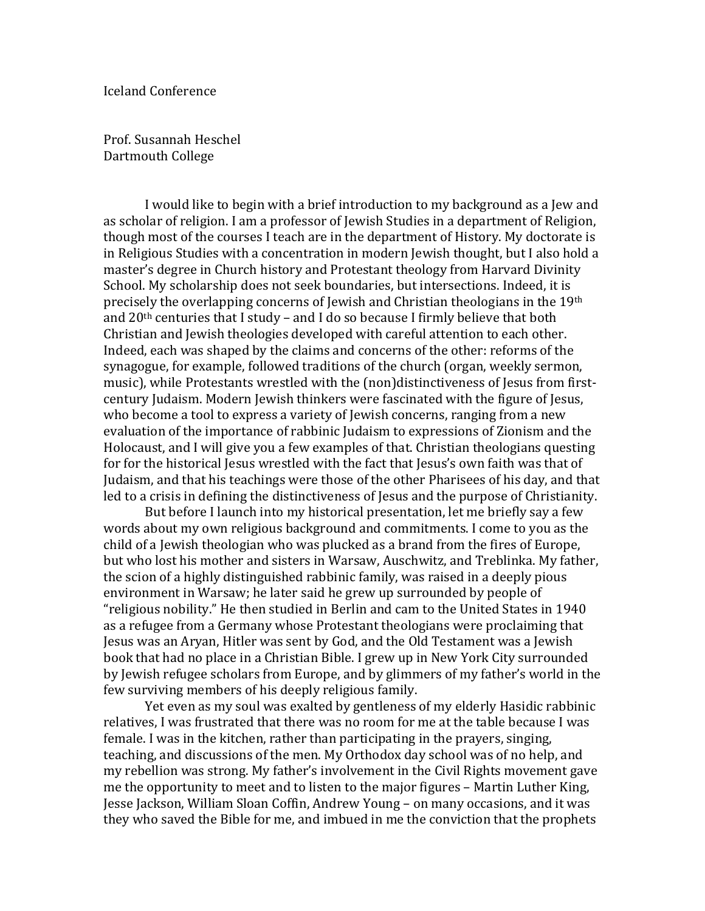Iceland Conference

Prof. Susannah Heschel
Dartmouth College

I would like to begin with a brief introduction to my background as a Jew and as scholar of religion. I am a professor of Jewish Studies in a department of Religion, though most of the courses I teach are in the department of History. My doctorate is in Religious Studies with a concentration in modern Jewish thought, but I also hold a master's degree in Church history and Protestant theology from Harvard Divinity School. My scholarship does not seek boundaries, but intersections. Indeed, it is precisely the overlapping concerns of Jewish and Christian theologians in the 19th and 20th centuries that I study – and I do so because I firmly believe that both Christian and Jewish theologies developed with careful attention to each other. Indeed, each was shaped by the claims and concerns of the other: reforms of the synagogue, for example, followed traditions of the church (organ, weekly sermon, music), while Protestants wrestled with the (non)distinctiveness of Jesus from first-century Judaism. Modern Jewish thinkers were fascinated with the figure of Jesus, who become a tool to express a variety of Jewish concerns, ranging from a new evaluation of the importance of rabbinic Judaism to expressions of Zionism and the Holocaust, and I will give you a few examples of that. Christian theologians questing for for the historical Jesus wrestled with the fact that Jesus's own faith was that of Judaism, and that his teachings were those of the other Pharisees of his day, and that led to a crisis in defining the distinctiveness of Jesus and the purpose of Christianity.

But before I launch into my historical presentation, let me briefly say a few words about my own religious background and commitments. I come to you as the child of a Jewish theologian who was plucked as a brand from the fires of Europe, but who lost his mother and sisters in Warsaw, Auschwitz, and Treblinka. My father, the scion of a highly distinguished rabbinic family, was raised in a deeply pious environment in Warsaw; he later said he grew up surrounded by people of "religious nobility." He then studied in Berlin and cam to the United States in 1940 as a refugee from a Germany whose Protestant theologians were proclaiming that Jesus was an Aryan, Hitler was sent by God, and the Old Testament was a Jewish book that had no place in a Christian Bible. I grew up in New York City surrounded by Jewish refugee scholars from Europe, and by glimmers of my father's world in the few surviving members of his deeply religious family.

Yet even as my soul was exalted by gentleness of my elderly Hasidic rabbinic relatives, I was frustrated that there was no room for me at the table because I was female. I was in the kitchen, rather than participating in the prayers, singing, teaching, and discussions of the men. My Orthodox day school was of no help, and my rebellion was strong. My father's involvement in the Civil Rights movement gave me the opportunity to meet and to listen to the major figures – Martin Luther King, Jesse Jackson, William Sloan Coffin, Andrew Young – on many occasions, and it was they who saved the Bible for me, and imbued in me the conviction that the prophets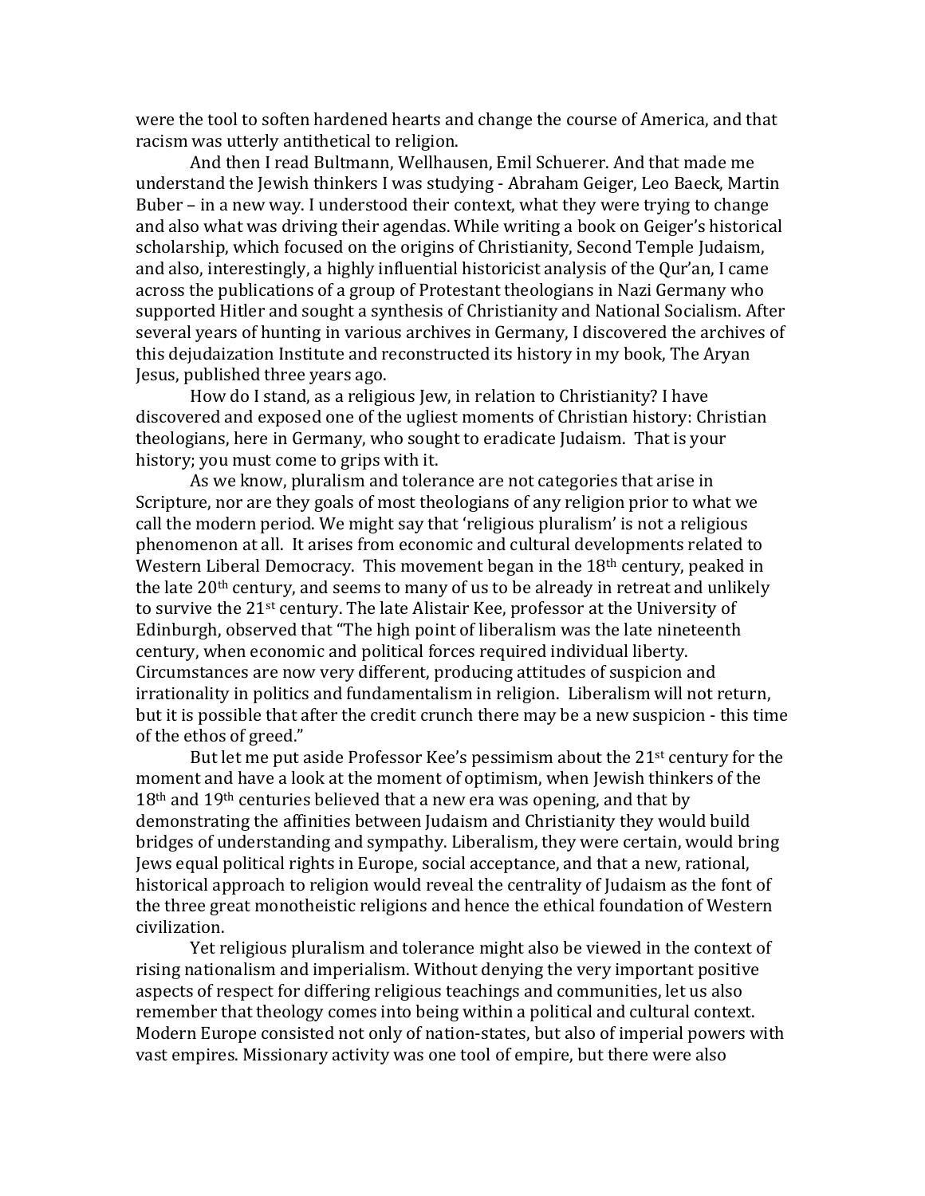were the tool to soften hardened hearts and change the course of America, and that racism was utterly antithetical to religion.

And then I read Bultmann, Wellhausen, Emil Schuerer. And that made me understand the Jewish thinkers I was studying - Abraham Geiger, Leo Baeck, Martin Buber – in a new way. I understood their context, what they were trying to change and also what was driving their agendas. While writing a book on Geiger's historical scholarship, which focused on the origins of Christianity, Second Temple Judaism, and also, interestingly, a highly influential historicist analysis of the Qur'an, I came across the publications of a group of Protestant theologians in Nazi Germany who supported Hitler and sought a synthesis of Christianity and National Socialism. After several years of hunting in various archives in Germany, I discovered the archives of this dejudaization Institute and reconstructed its history in my book, The Aryan Jesus, published three years ago.

How do I stand, as a religious Jew, in relation to Christianity? I have discovered and exposed one of the ugliest moments of Christian history: Christian theologians, here in Germany, who sought to eradicate Judaism. That is your history; you must come to grips with it.

As we know, pluralism and tolerance are not categories that arise in Scripture, nor are they goals of most theologians of any religion prior to what we call the modern period. We might say that 'religious pluralism' is not a religious phenomenon at all. It arises from economic and cultural developments related to Western Liberal Democracy. This movement began in the 18th century, peaked in the late 20th century, and seems to many of us to be already in retreat and unlikely to survive the 21st century. The late Alistair Kee, professor at the University of Edinburgh, observed that "The high point of liberalism was the late nineteenth century, when economic and political forces required individual liberty. Circumstances are now very different, producing attitudes of suspicion and irrationality in politics and fundamentalism in religion. Liberalism will not return, but it is possible that after the credit crunch there may be a new suspicion - this time of the ethos of greed."

But let me put aside Professor Kee's pessimism about the 21st century for the moment and have a look at the moment of optimism, when Jewish thinkers of the 18th and 19th centuries believed that a new era was opening, and that by demonstrating the affinities between Judaism and Christianity they would build bridges of understanding and sympathy. Liberalism, they were certain, would bring Jews equal political rights in Europe, social acceptance, and that a new, rational, historical approach to religion would reveal the centrality of Judaism as the font of the three great monotheistic religions and hence the ethical foundation of Western civilization.

Yet religious pluralism and tolerance might also be viewed in the context of rising nationalism and imperialism. Without denying the very important positive aspects of respect for differing religious teachings and communities, let us also remember that theology comes into being within a political and cultural context. Modern Europe consisted not only of nation-states, but also of imperial powers with vast empires. Missionary activity was one tool of empire, but there were also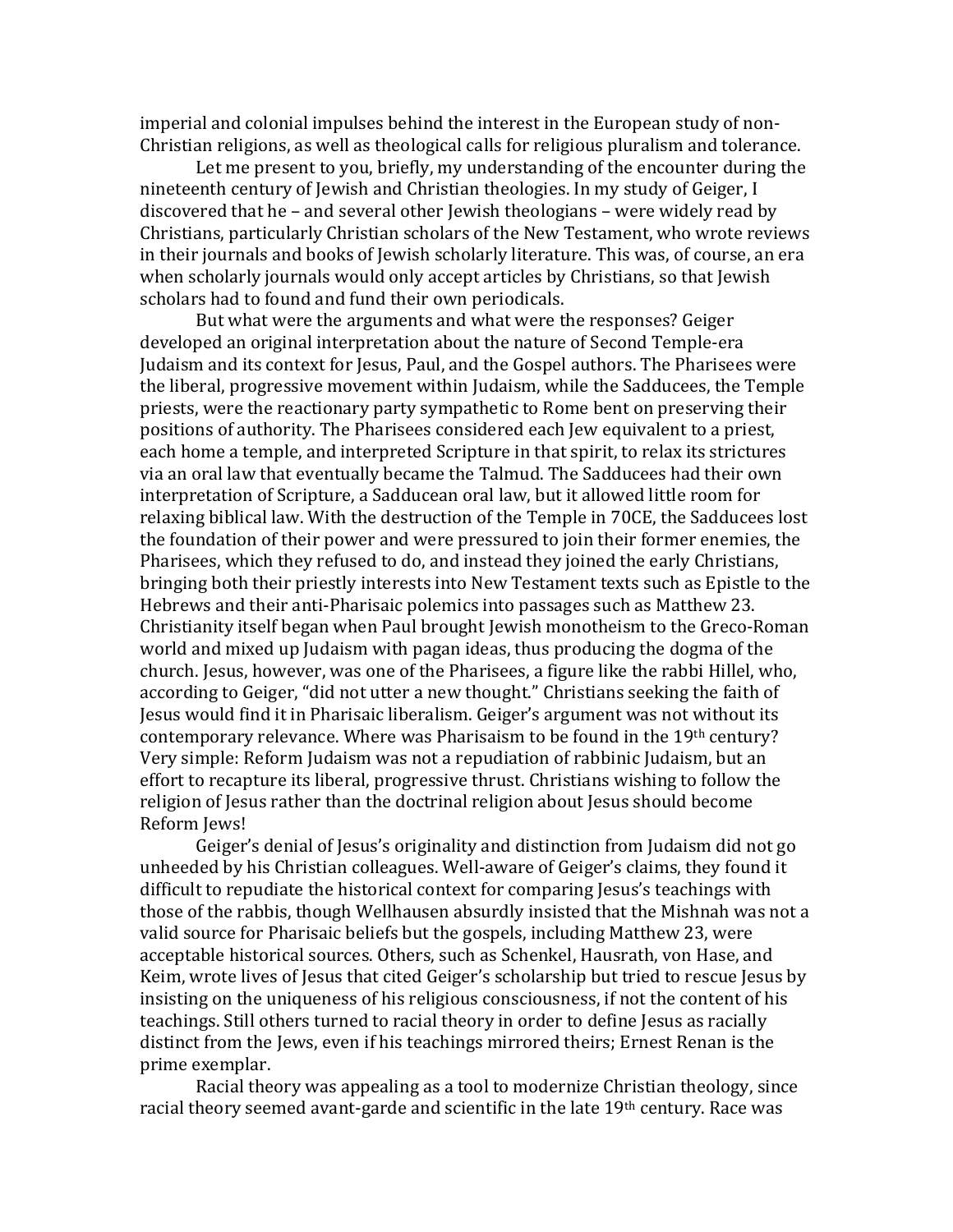imperial and colonial impulses behind the interest in the European study of non-Christian religions, as well as theological calls for religious pluralism and tolerance.

Let me present to you, briefly, my understanding of the encounter during the nineteenth century of Jewish and Christian theologies. In my study of Geiger, I discovered that he – and several other Jewish theologians – were widely read by Christians, particularly Christian scholars of the New Testament, who wrote reviews in their journals and books of Jewish scholarly literature. This was, of course, an era when scholarly journals would only accept articles by Christians, so that Jewish scholars had to found and fund their own periodicals.

But what were the arguments and what were the responses? Geiger developed an original interpretation about the nature of Second Temple-era Judaism and its context for Jesus, Paul, and the Gospel authors. The Pharisees were the liberal, progressive movement within Judaism, while the Sadducees, the Temple priests, were the reactionary party sympathetic to Rome bent on preserving their positions of authority. The Pharisees considered each Jew equivalent to a priest, each home a temple, and interpreted Scripture in that spirit, to relax its strictures via an oral law that eventually became the Talmud. The Sadducees had their own interpretation of Scripture, a Sadducean oral law, but it allowed little room for relaxing biblical law. With the destruction of the Temple in 70CE, the Sadducees lost the foundation of their power and were pressured to join their former enemies, the Pharisees, which they refused to do, and instead they joined the early Christians, bringing both their priestly interests into New Testament texts such as Epistle to the Hebrews and their anti-Pharisaic polemics into passages such as Matthew 23. Christianity itself began when Paul brought Jewish monotheism to the Greco-Roman world and mixed up Judaism with pagan ideas, thus producing the dogma of the church. Jesus, however, was one of the Pharisees, a figure like the rabbi Hillel, who, according to Geiger, "did not utter a new thought." Christians seeking the faith of Jesus would find it in Pharisaic liberalism. Geiger's argument was not without its contemporary relevance. Where was Pharisaism to be found in the 19th century? Very simple: Reform Judaism was not a repudiation of rabbinic Judaism, but an effort to recapture its liberal, progressive thrust. Christians wishing to follow the religion of Jesus rather than the doctrinal religion about Jesus should become Reform Jews!

Geiger's denial of Jesus's originality and distinction from Judaism did not go unheeded by his Christian colleagues. Well-aware of Geiger's claims, they found it difficult to repudiate the historical context for comparing Jesus's teachings with those of the rabbis, though Wellhausen absurdly insisted that the Mishnah was not a valid source for Pharisaic beliefs but the gospels, including Matthew 23, were acceptable historical sources. Others, such as Schenkel, Hausrath, von Hase, and Keim, wrote lives of Jesus that cited Geiger's scholarship but tried to rescue Jesus by insisting on the uniqueness of his religious consciousness, if not the content of his teachings. Still others turned to racial theory in order to define Jesus as racially distinct from the Jews, even if his teachings mirrored theirs; Ernest Renan is the prime exemplar.

Racial theory was appealing as a tool to modernize Christian theology, since racial theory seemed avant-garde and scientific in the late 19th century. Race was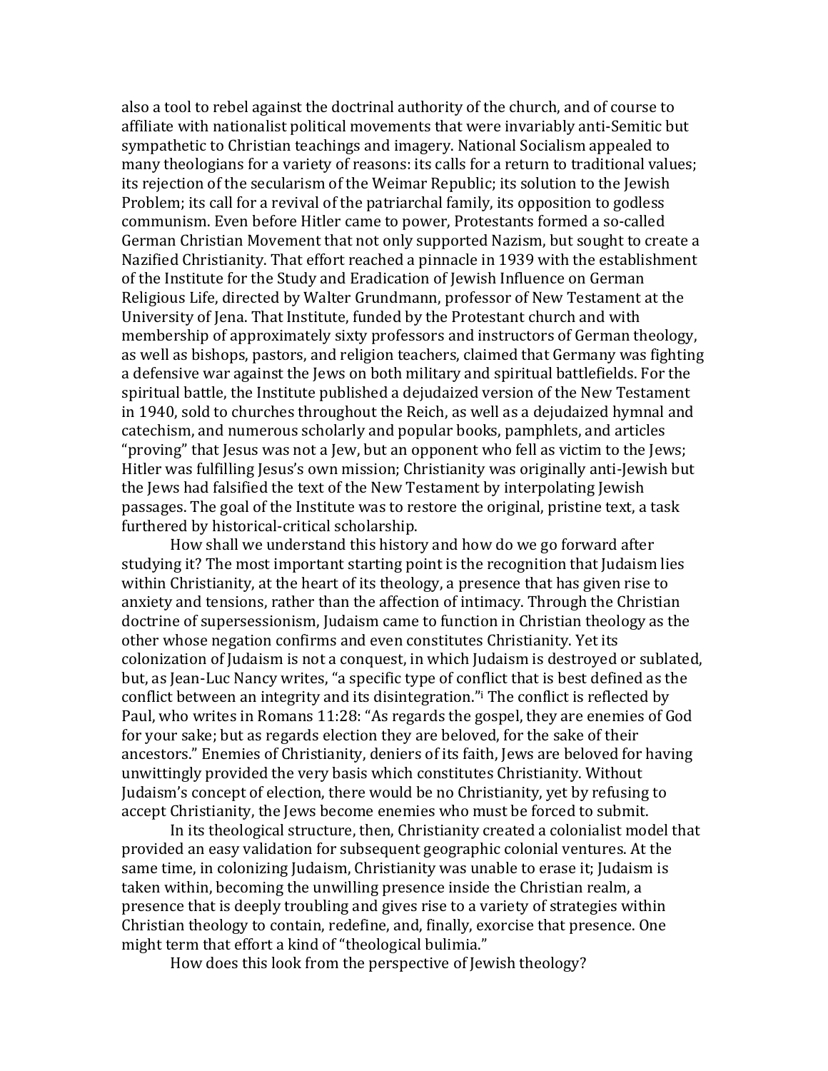also a tool to rebel against the doctrinal authority of the church, and of course to affiliate with nationalist political movements that were invariably anti-Semitic but sympathetic to Christian teachings and imagery. National Socialism appealed to many theologians for a variety of reasons: its calls for a return to traditional values; its rejection of the secularism of the Weimar Republic; its solution to the Jewish Problem; its call for a revival of the patriarchal family, its opposition to godless communism. Even before Hitler came to power, Protestants formed a so-called German Christian Movement that not only supported Nazism, but sought to create a Nazified Christianity. That effort reached a pinnacle in 1939 with the establishment of the Institute for the Study and Eradication of Jewish Influence on German Religious Life, directed by Walter Grundmann, professor of New Testament at the University of Jena. That Institute, funded by the Protestant church and with membership of approximately sixty professors and instructors of German theology, as well as bishops, pastors, and religion teachers, claimed that Germany was fighting a defensive war against the Jews on both military and spiritual battlefields. For the spiritual battle, the Institute published a dejudaized version of the New Testament in 1940, sold to churches throughout the Reich, as well as a dejudaized hymnal and catechism, and numerous scholarly and popular books, pamphlets, and articles "proving" that Jesus was not a Jew, but an opponent who fell as victim to the Jews; Hitler was fulfilling Jesus's own mission; Christianity was originally anti-Jewish but the Jews had falsified the text of the New Testament by interpolating Jewish passages. The goal of the Institute was to restore the original, pristine text, a task furthered by historical-critical scholarship.

How shall we understand this history and how do we go forward after studying it? The most important starting point is the recognition that Judaism lies within Christianity, at the heart of its theology, a presence that has given rise to anxiety and tensions, rather than the affection of intimacy. Through the Christian doctrine of supersessionism, Judaism came to function in Christian theology as the other whose negation confirms and even constitutes Christianity. Yet its colonization of Judaism is not a conquest, in which Judaism is destroyed or sublated, but, as Jean-Luc Nancy writes, "a specific type of conflict that is best defined as the conflict between an integrity and its disintegration."[i] The conflict is reflected by Paul, who writes in Romans 11:28: "As regards the gospel, they are enemies of God for your sake; but as regards election they are beloved, for the sake of their ancestors." Enemies of Christianity, deniers of its faith, Jews are beloved for having unwittingly provided the very basis which constitutes Christianity. Without Judaism's concept of election, there would be no Christianity, yet by refusing to accept Christianity, the Jews become enemies who must be forced to submit.

In its theological structure, then, Christianity created a colonialist model that provided an easy validation for subsequent geographic colonial ventures. At the same time, in colonizing Judaism, Christianity was unable to erase it; Judaism is taken within, becoming the unwilling presence inside the Christian realm, a presence that is deeply troubling and gives rise to a variety of strategies within Christian theology to contain, redefine, and, finally, exorcise that presence. One might term that effort a kind of "theological bulimia."

How does this look from the perspective of Jewish theology?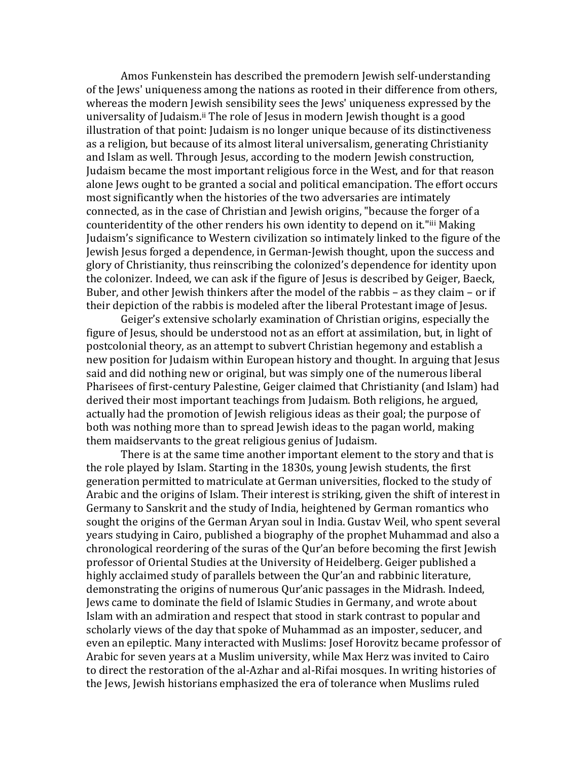Amos Funkenstein has described the premodern Jewish self-understanding of the Jews' uniqueness among the nations as rooted in their difference from others, whereas the modern Jewish sensibility sees the Jews' uniqueness expressed by the universality of Judaism.[ii] The role of Jesus in modern Jewish thought is a good illustration of that point: Judaism is no longer unique because of its distinctiveness as a religion, but because of its almost literal universalism, generating Christianity and Islam as well. Through Jesus, according to the modern Jewish construction, Judaism became the most important religious force in the West, and for that reason alone Jews ought to be granted a social and political emancipation. The effort occurs most significantly when the histories of the two adversaries are intimately connected, as in the case of Christian and Jewish origins, "because the forger of a counteridentity of the other renders his own identity to depend on it."[iii] Making Judaism's significance to Western civilization so intimately linked to the figure of the Jewish Jesus forged a dependence, in German-Jewish thought, upon the success and glory of Christianity, thus reinscribing the colonized's dependence for identity upon the colonizer. Indeed, we can ask if the figure of Jesus is described by Geiger, Baeck, Buber, and other Jewish thinkers after the model of the rabbis – as they claim – or if their depiction of the rabbis is modeled after the liberal Protestant image of Jesus.

Geiger's extensive scholarly examination of Christian origins, especially the figure of Jesus, should be understood not as an effort at assimilation, but, in light of postcolonial theory, as an attempt to subvert Christian hegemony and establish a new position for Judaism within European history and thought. In arguing that Jesus said and did nothing new or original, but was simply one of the numerous liberal Pharisees of first-century Palestine, Geiger claimed that Christianity (and Islam) had derived their most important teachings from Judaism. Both religions, he argued, actually had the promotion of Jewish religious ideas as their goal; the purpose of both was nothing more than to spread Jewish ideas to the pagan world, making them maidservants to the great religious genius of Judaism.

There is at the same time another important element to the story and that is the role played by Islam. Starting in the 1830s, young Jewish students, the first generation permitted to matriculate at German universities, flocked to the study of Arabic and the origins of Islam. Their interest is striking, given the shift of interest in Germany to Sanskrit and the study of India, heightened by German romantics who sought the origins of the German Aryan soul in India. Gustav Weil, who spent several years studying in Cairo, published a biography of the prophet Muhammad and also a chronological reordering of the suras of the Qur'an before becoming the first Jewish professor of Oriental Studies at the University of Heidelberg. Geiger published a highly acclaimed study of parallels between the Qur'an and rabbinic literature, demonstrating the origins of numerous Qur'anic passages in the Midrash. Indeed, Jews came to dominate the field of Islamic Studies in Germany, and wrote about Islam with an admiration and respect that stood in stark contrast to popular and scholarly views of the day that spoke of Muhammad as an imposter, seducer, and even an epileptic. Many interacted with Muslims: Josef Horovitz became professor of Arabic for seven years at a Muslim university, while Max Herz was invited to Cairo to direct the restoration of the al-Azhar and al-Rifai mosques. In writing histories of the Jews, Jewish historians emphasized the era of tolerance when Muslims ruled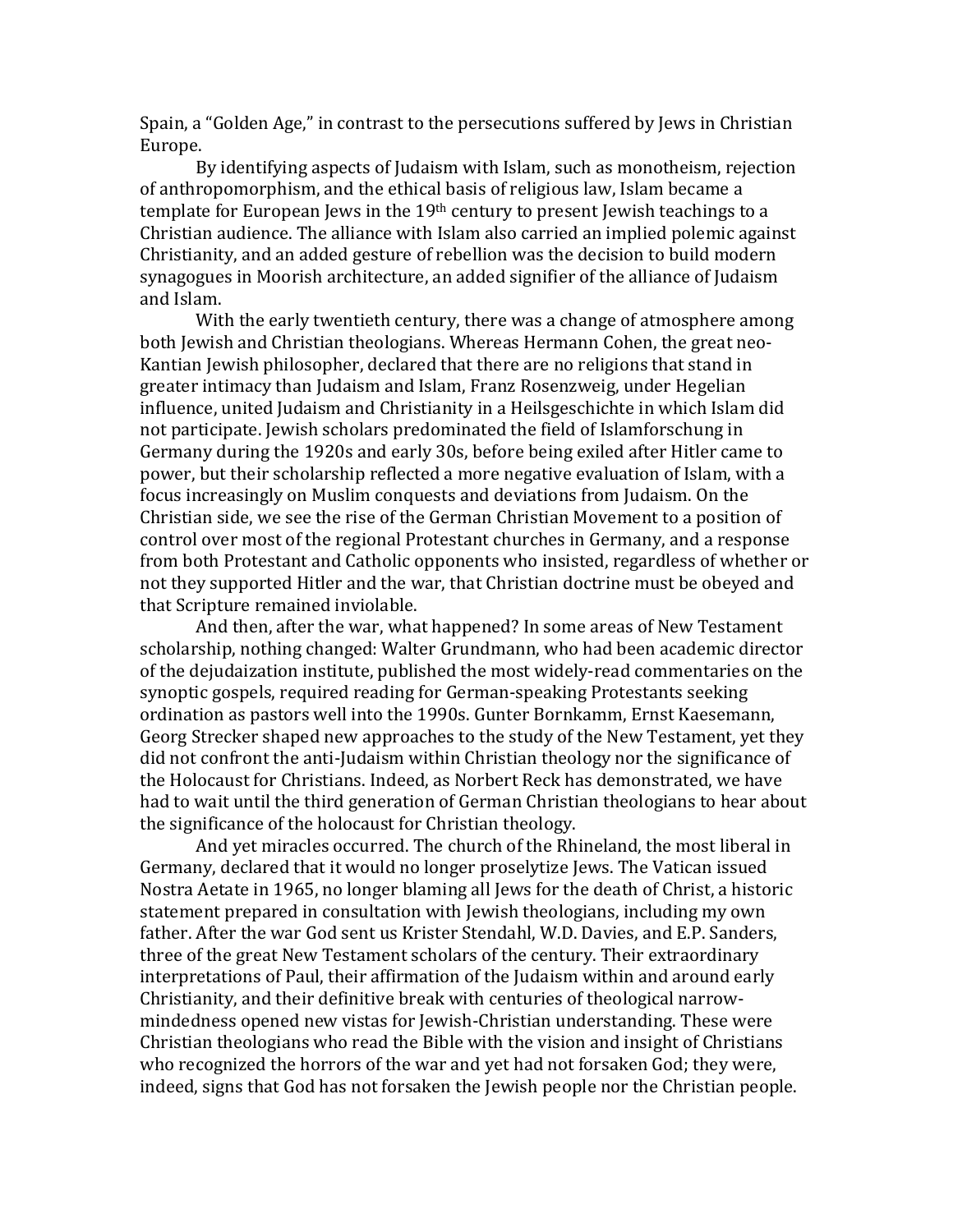Spain, a "Golden Age," in contrast to the persecutions suffered by Jews in Christian Europe.

By identifying aspects of Judaism with Islam, such as monotheism, rejection of anthropomorphism, and the ethical basis of religious law, Islam became a template for European Jews in the 19th century to present Jewish teachings to a Christian audience. The alliance with Islam also carried an implied polemic against Christianity, and an added gesture of rebellion was the decision to build modern synagogues in Moorish architecture, an added signifier of the alliance of Judaism and Islam.

With the early twentieth century, there was a change of atmosphere among both Jewish and Christian theologians. Whereas Hermann Cohen, the great neo-Kantian Jewish philosopher, declared that there are no religions that stand in greater intimacy than Judaism and Islam, Franz Rosenzweig, under Hegelian influence, united Judaism and Christianity in a Heilsgeschichte in which Islam did not participate. Jewish scholars predominated the field of Islamforschung in Germany during the 1920s and early 30s, before being exiled after Hitler came to power, but their scholarship reflected a more negative evaluation of Islam, with a focus increasingly on Muslim conquests and deviations from Judaism. On the Christian side, we see the rise of the German Christian Movement to a position of control over most of the regional Protestant churches in Germany, and a response from both Protestant and Catholic opponents who insisted, regardless of whether or not they supported Hitler and the war, that Christian doctrine must be obeyed and that Scripture remained inviolable.

And then, after the war, what happened? In some areas of New Testament scholarship, nothing changed: Walter Grundmann, who had been academic director of the dejudaization institute, published the most widely-read commentaries on the synoptic gospels, required reading for German-speaking Protestants seeking ordination as pastors well into the 1990s. Gunter Bornkamm, Ernst Kaesemann, Georg Strecker shaped new approaches to the study of the New Testament, yet they did not confront the anti-Judaism within Christian theology nor the significance of the Holocaust for Christians. Indeed, as Norbert Reck has demonstrated, we have had to wait until the third generation of German Christian theologians to hear about the significance of the holocaust for Christian theology.

And yet miracles occurred. The church of the Rhineland, the most liberal in Germany, declared that it would no longer proselytize Jews. The Vatican issued Nostra Aetate in 1965, no longer blaming all Jews for the death of Christ, a historic statement prepared in consultation with Jewish theologians, including my own father. After the war God sent us Krister Stendahl, W.D. Davies, and E.P. Sanders, three of the great New Testament scholars of the century. Their extraordinary interpretations of Paul, their affirmation of the Judaism within and around early Christianity, and their definitive break with centuries of theological narrow-mindedness opened new vistas for Jewish-Christian understanding. These were Christian theologians who read the Bible with the vision and insight of Christians who recognized the horrors of the war and yet had not forsaken God; they were, indeed, signs that God has not forsaken the Jewish people nor the Christian people.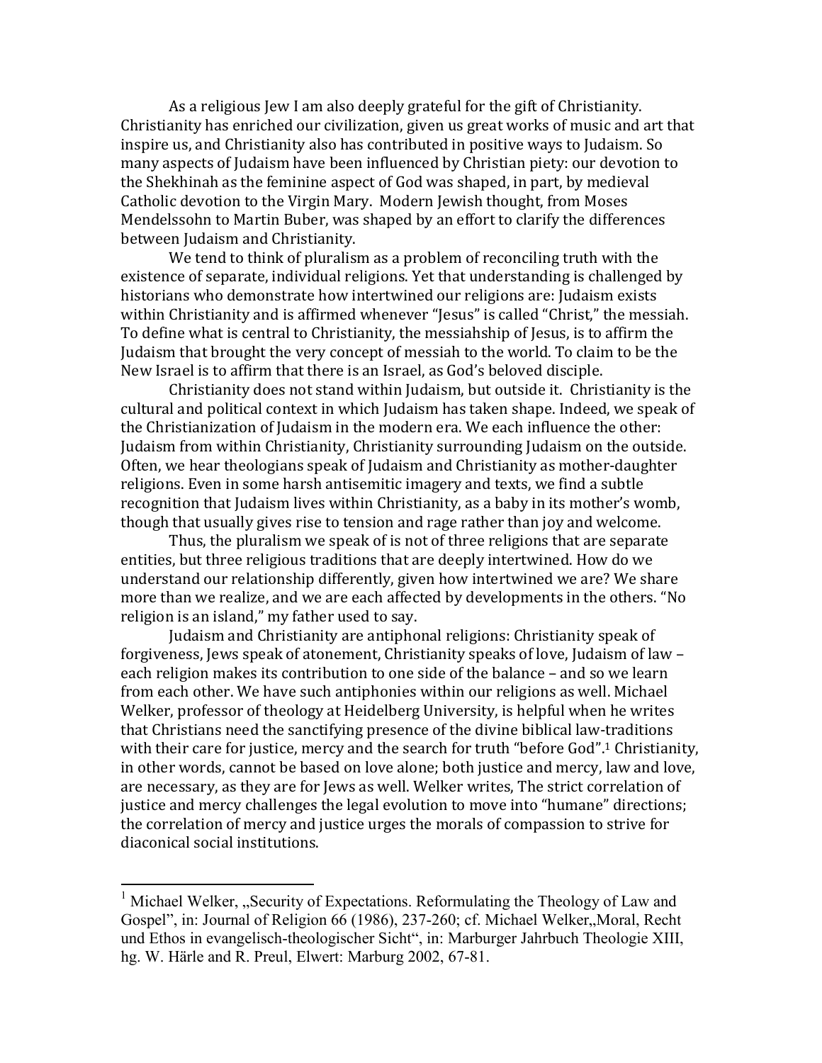As a religious Jew I am also deeply grateful for the gift of Christianity. Christianity has enriched our civilization, given us great works of music and art that inspire us, and Christianity also has contributed in positive ways to Judaism. So many aspects of Judaism have been influenced by Christian piety: our devotion to the Shekhinah as the feminine aspect of God was shaped, in part, by medieval Catholic devotion to the Virgin Mary. Modern Jewish thought, from Moses Mendelssohn to Martin Buber, was shaped by an effort to clarify the differences between Judaism and Christianity.

We tend to think of pluralism as a problem of reconciling truth with the existence of separate, individual religions. Yet that understanding is challenged by historians who demonstrate how intertwined our religions are: Judaism exists within Christianity and is affirmed whenever "Jesus" is called "Christ," the messiah. To define what is central to Christianity, the messiahship of Jesus, is to affirm the Judaism that brought the very concept of messiah to the world. To claim to be the New Israel is to affirm that there is an Israel, as God's beloved disciple.

Christianity does not stand within Judaism, but outside it. Christianity is the cultural and political context in which Judaism has taken shape. Indeed, we speak of the Christianization of Judaism in the modern era. We each influence the other: Judaism from within Christianity, Christianity surrounding Judaism on the outside. Often, we hear theologians speak of Judaism and Christianity as mother-daughter religions. Even in some harsh antisemitic imagery and texts, we find a subtle recognition that Judaism lives within Christianity, as a baby in its mother's womb, though that usually gives rise to tension and rage rather than joy and welcome.

Thus, the pluralism we speak of is not of three religions that are separate entities, but three religious traditions that are deeply intertwined. How do we understand our relationship differently, given how intertwined we are? We share more than we realize, and we are each affected by developments in the others. "No religion is an island," my father used to say.

Judaism and Christianity are antiphonal religions: Christianity speak of forgiveness, Jews speak of atonement, Christianity speaks of love, Judaism of law – each religion makes its contribution to one side of the balance – and so we learn from each other. We have such antiphonies within our religions as well. Michael Welker, professor of theology at Heidelberg University, is helpful when he writes that Christians need the sanctifying presence of the divine biblical law-traditions with their care for justice, mercy and the search for truth "before God".[1] Christianity, in other words, cannot be based on love alone; both justice and mercy, law and love, are necessary, as they are for Jews as well. Welker writes, The strict correlation of justice and mercy challenges the legal evolution to move into "humane" directions; the correlation of mercy and justice urges the morals of compassion to strive for diaconical social institutions.

---

[1] Michael Welker, „Security of Expectations. Reformulating the Theology of Law and Gospel", in: Journal of Religion 66 (1986), 237-260; cf. Michael Welker„Moral, Recht und Ethos in evangelisch-theologischer Sicht", in: Marburger Jahrbuch Theologie XIII, hg. W. Härle and R. Preul, Elwert: Marburg 2002, 67-81.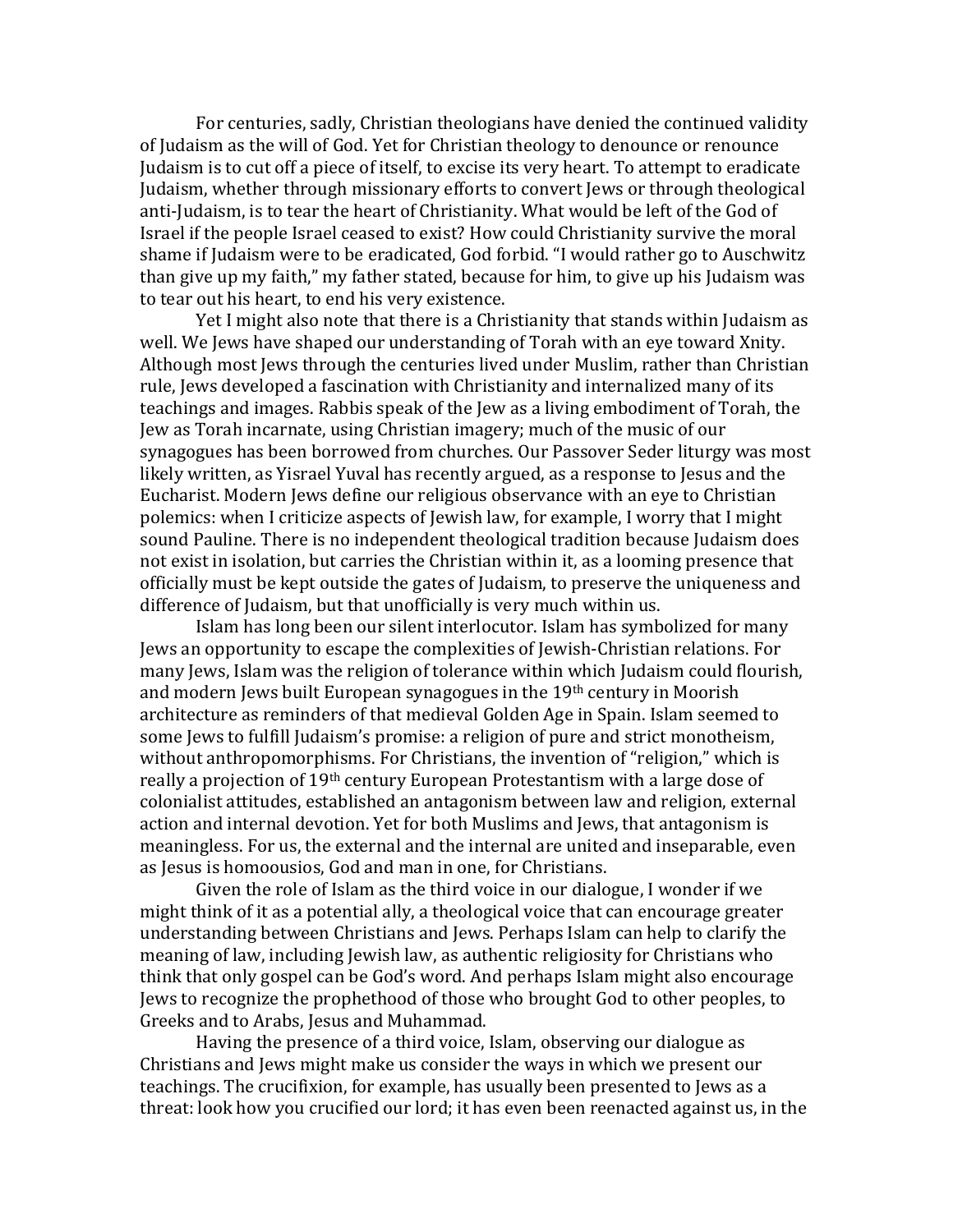For centuries, sadly, Christian theologians have denied the continued validity of Judaism as the will of God. Yet for Christian theology to denounce or renounce Judaism is to cut off a piece of itself, to excise its very heart. To attempt to eradicate Judaism, whether through missionary efforts to convert Jews or through theological anti-Judaism, is to tear the heart of Christianity. What would be left of the God of Israel if the people Israel ceased to exist? How could Christianity survive the moral shame if Judaism were to be eradicated, God forbid. "I would rather go to Auschwitz than give up my faith," my father stated, because for him, to give up his Judaism was to tear out his heart, to end his very existence.

Yet I might also note that there is a Christianity that stands within Judaism as well. We Jews have shaped our understanding of Torah with an eye toward Xnity. Although most Jews through the centuries lived under Muslim, rather than Christian rule, Jews developed a fascination with Christianity and internalized many of its teachings and images. Rabbis speak of the Jew as a living embodiment of Torah, the Jew as Torah incarnate, using Christian imagery; much of the music of our synagogues has been borrowed from churches. Our Passover Seder liturgy was most likely written, as Yisrael Yuval has recently argued, as a response to Jesus and the Eucharist. Modern Jews define our religious observance with an eye to Christian polemics: when I criticize aspects of Jewish law, for example, I worry that I might sound Pauline. There is no independent theological tradition because Judaism does not exist in isolation, but carries the Christian within it, as a looming presence that officially must be kept outside the gates of Judaism, to preserve the uniqueness and difference of Judaism, but that unofficially is very much within us.

Islam has long been our silent interlocutor. Islam has symbolized for many Jews an opportunity to escape the complexities of Jewish-Christian relations. For many Jews, Islam was the religion of tolerance within which Judaism could flourish, and modern Jews built European synagogues in the 19th century in Moorish architecture as reminders of that medieval Golden Age in Spain. Islam seemed to some Jews to fulfill Judaism's promise: a religion of pure and strict monotheism, without anthropomorphisms. For Christians, the invention of "religion," which is really a projection of 19th century European Protestantism with a large dose of colonialist attitudes, established an antagonism between law and religion, external action and internal devotion. Yet for both Muslims and Jews, that antagonism is meaningless. For us, the external and the internal are united and inseparable, even as Jesus is homoousios, God and man in one, for Christians.

Given the role of Islam as the third voice in our dialogue, I wonder if we might think of it as a potential ally, a theological voice that can encourage greater understanding between Christians and Jews. Perhaps Islam can help to clarify the meaning of law, including Jewish law, as authentic religiosity for Christians who think that only gospel can be God's word. And perhaps Islam might also encourage Jews to recognize the prophethood of those who brought God to other peoples, to Greeks and to Arabs, Jesus and Muhammad.

Having the presence of a third voice, Islam, observing our dialogue as Christians and Jews might make us consider the ways in which we present our teachings. The crucifixion, for example, has usually been presented to Jews as a threat: look how you crucified our lord; it has even been reenacted against us, in the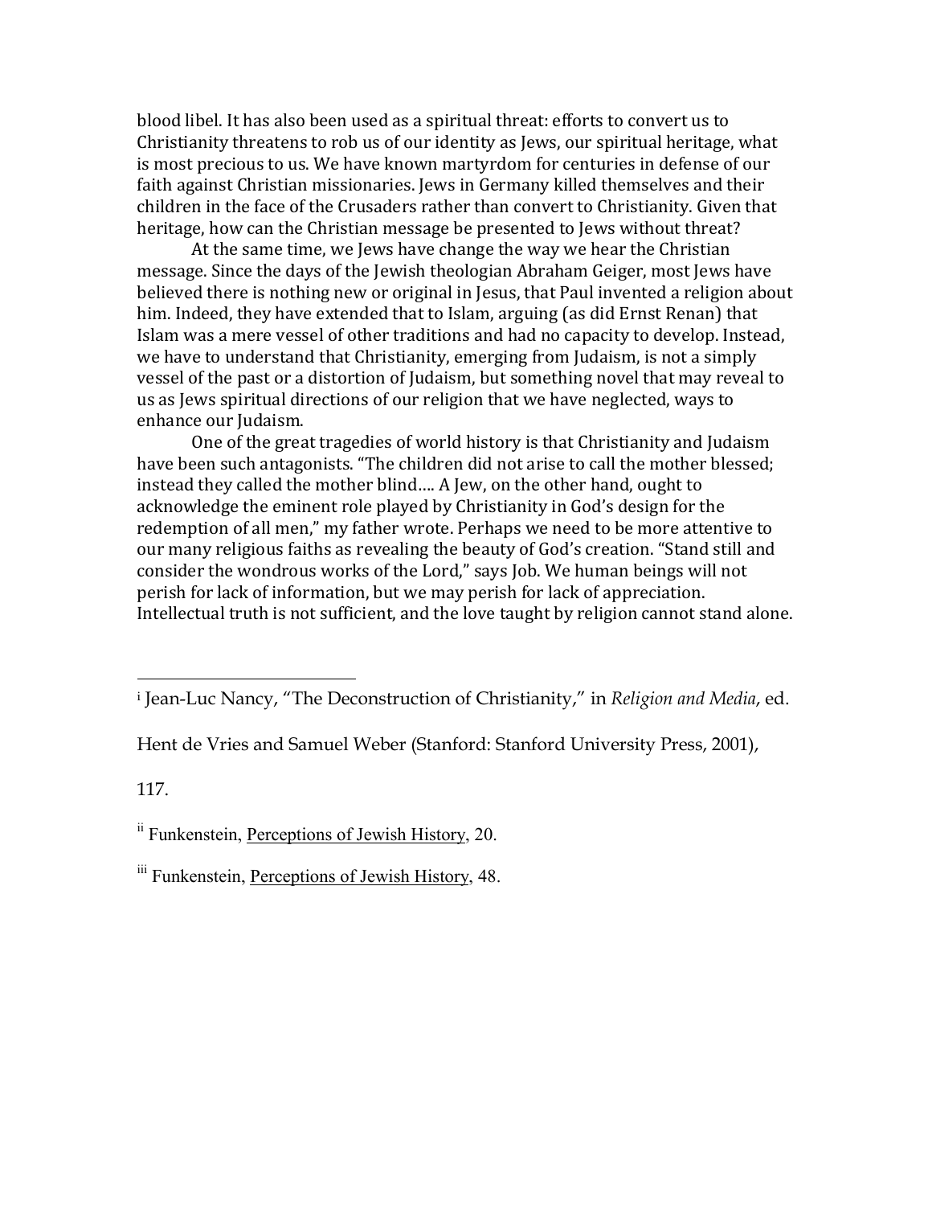blood libel. It has also been used as a spiritual threat: efforts to convert us to Christianity threatens to rob us of our identity as Jews, our spiritual heritage, what is most precious to us. We have known martyrdom for centuries in defense of our faith against Christian missionaries. Jews in Germany killed themselves and their children in the face of the Crusaders rather than convert to Christianity. Given that heritage, how can the Christian message be presented to Jews without threat?

At the same time, we Jews have change the way we hear the Christian message. Since the days of the Jewish theologian Abraham Geiger, most Jews have believed there is nothing new or original in Jesus, that Paul invented a religion about him. Indeed, they have extended that to Islam, arguing (as did Ernst Renan) that Islam was a mere vessel of other traditions and had no capacity to develop. Instead, we have to understand that Christianity, emerging from Judaism, is not a simply vessel of the past or a distortion of Judaism, but something novel that may reveal to us as Jews spiritual directions of our religion that we have neglected, ways to enhance our Judaism.

One of the great tragedies of world history is that Christianity and Judaism have been such antagonists. "The children did not arise to call the mother blessed; instead they called the mother blind…. A Jew, on the other hand, ought to acknowledge the eminent role played by Christianity in God's design for the redemption of all men," my father wrote. Perhaps we need to be more attentive to our many religious faiths as revealing the beauty of God's creation. "Stand still and consider the wondrous works of the Lord," says Job. We human beings will not perish for lack of information, but we may perish for lack of appreciation. Intellectual truth is not sufficient, and the love taught by religion cannot stand alone.

---

[i] Jean-Luc Nancy, "The Deconstruction of Christianity," in *Religion and Media*, ed. Hent de Vries and Samuel Weber (Stanford: Stanford University Press, 2001), 117.

[ii] Funkenstein, Perceptions of Jewish History, 20.

[iii] Funkenstein, Perceptions of Jewish History, 48.